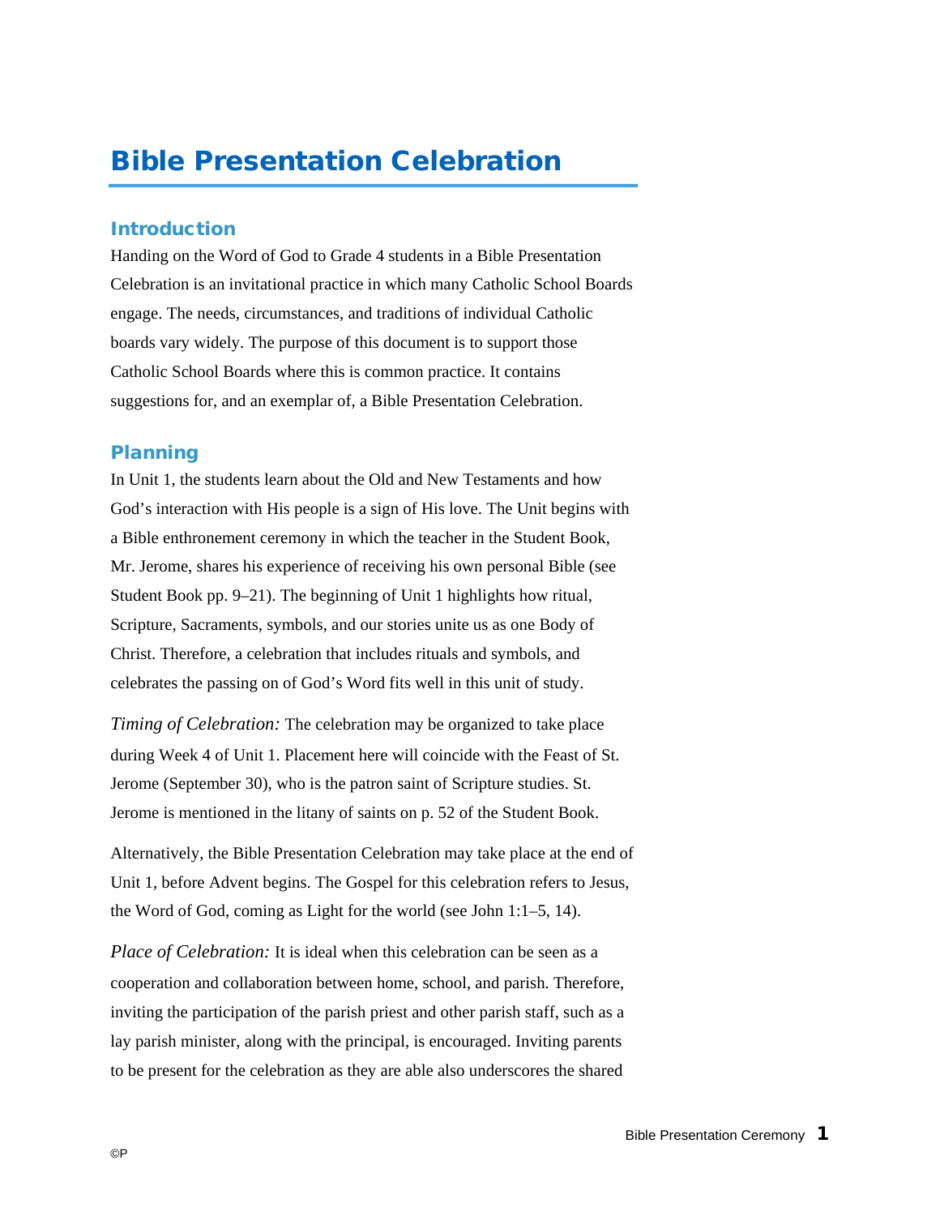# Bible Presentation Celebration

## Introduction

Handing on the Word of God to Grade 4 students in a Bible Presentation Celebration is an invitational practice in which many Catholic School Boards engage. The needs, circumstances, and traditions of individual Catholic boards vary widely. The purpose of this document is to support those Catholic School Boards where this is common practice. It contains suggestions for, and an exemplar of, a Bible Presentation Celebration.

## Planning

In Unit 1, the students learn about the Old and New Testaments and how God's interaction with His people is a sign of His love. The Unit begins with a Bible enthronement ceremony in which the teacher in the Student Book, Mr. Jerome, shares his experience of receiving his own personal Bible (see Student Book pp. 9–21). The beginning of Unit 1 highlights how ritual, Scripture, Sacraments, symbols, and our stories unite us as one Body of Christ. Therefore, a celebration that includes rituals and symbols, and celebrates the passing on of God's Word fits well in this unit of study.

*Timing of Celebration:* The celebration may be organized to take place during Week 4 of Unit 1. Placement here will coincide with the Feast of St. Jerome (September 30), who is the patron saint of Scripture studies. St. Jerome is mentioned in the litany of saints on p. 52 of the Student Book.

Alternatively, the Bible Presentation Celebration may take place at the end of Unit 1, before Advent begins. The Gospel for this celebration refers to Jesus, the Word of God, coming as Light for the world (see John 1:1–5, 14).

*Place of Celebration:* It is ideal when this celebration can be seen as a cooperation and collaboration between home, school, and parish. Therefore, inviting the participation of the parish priest and other parish staff, such as a lay parish minister, along with the principal, is encouraged. Inviting parents to be present for the celebration as they are able also underscores the shared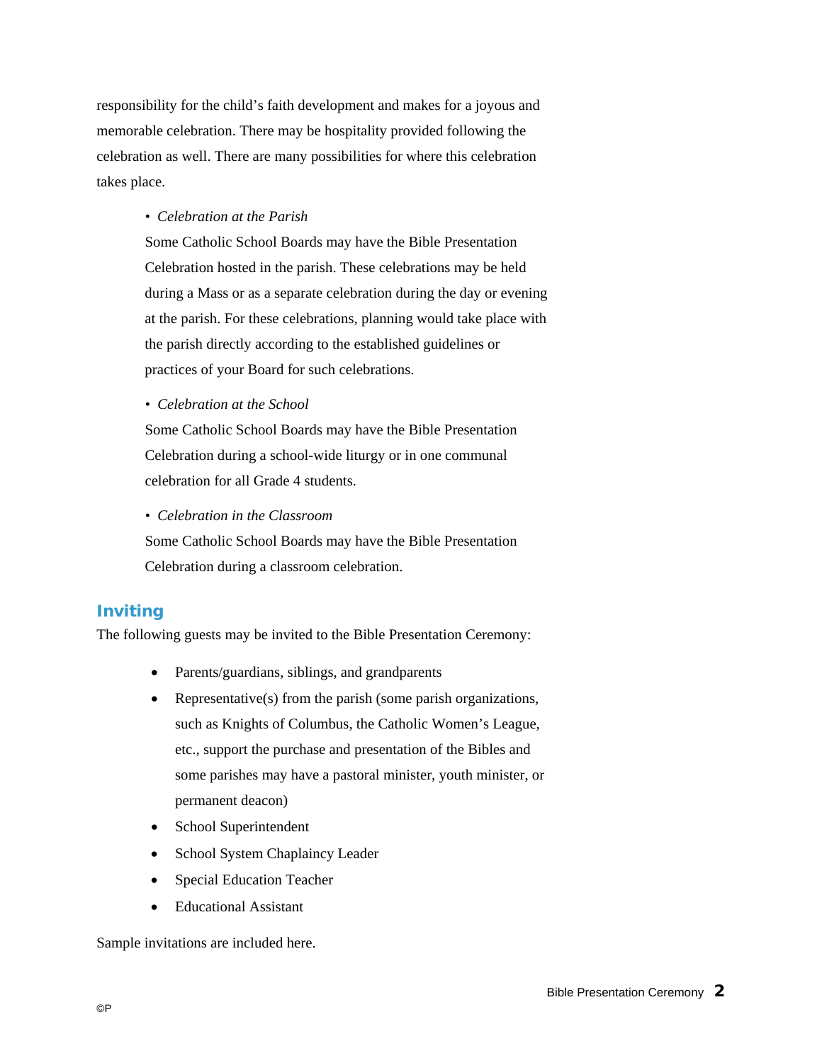responsibility for the child's faith development and makes for a joyous and memorable celebration. There may be hospitality provided following the celebration as well. There are many possibilities for where this celebration takes place.

- *Celebration at the Parish*

  Some Catholic School Boards may have the Bible Presentation Celebration hosted in the parish. These celebrations may be held during a Mass or as a separate celebration during the day or evening at the parish. For these celebrations, planning would take place with the parish directly according to the established guidelines or practices of your Board for such celebrations.

- *Celebration at the School*

  Some Catholic School Boards may have the Bible Presentation Celebration during a school-wide liturgy or in one communal celebration for all Grade 4 students.

- *Celebration in the Classroom*

  Some Catholic School Boards may have the Bible Presentation Celebration during a classroom celebration.

## Inviting

The following guests may be invited to the Bible Presentation Ceremony:

- Parents/guardians, siblings, and grandparents
- Representative(s) from the parish (some parish organizations, such as Knights of Columbus, the Catholic Women's League, etc., support the purchase and presentation of the Bibles and some parishes may have a pastoral minister, youth minister, or permanent deacon)
- School Superintendent
- School System Chaplaincy Leader
- Special Education Teacher
- Educational Assistant

Sample invitations are included here.

©P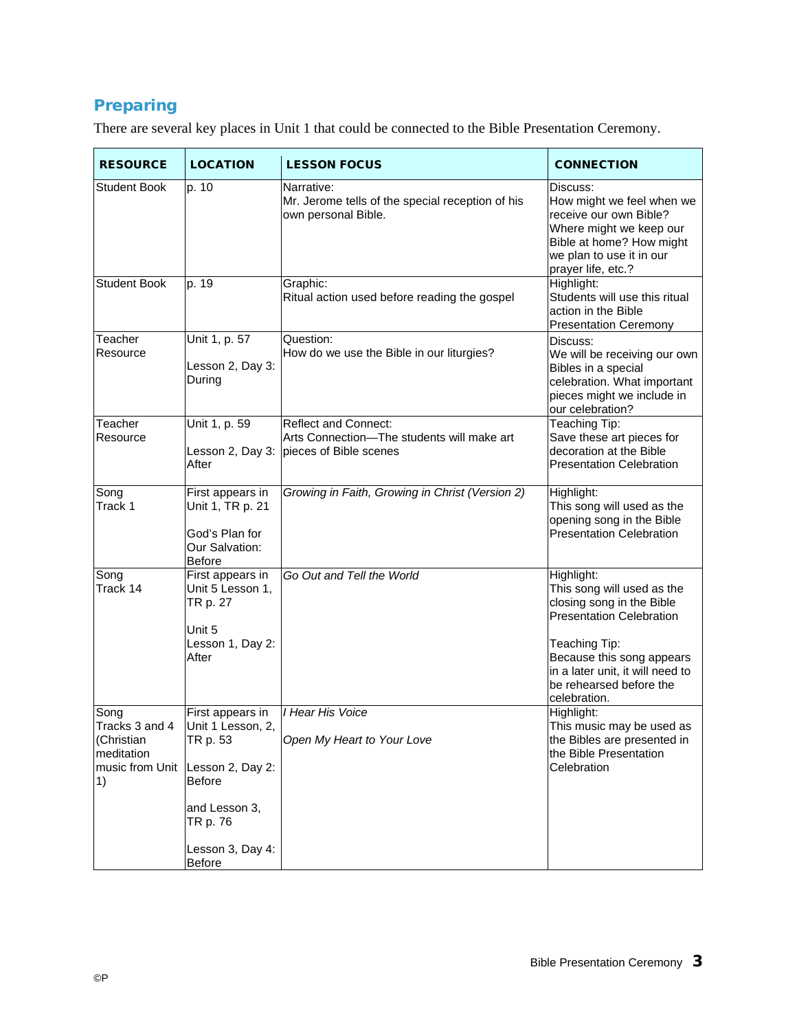## Preparing

There are several key places in Unit 1 that could be connected to the Bible Presentation Ceremony.

| RESOURCE | LOCATION | LESSON FOCUS | CONNECTION |
|---|---|---|---|
| Student Book | p. 10 | Narrative:<br>Mr. Jerome tells of the special reception of his own personal Bible. | Discuss:<br>How might we feel when we receive our own Bible? Where might we keep our Bible at home? How might we plan to use it in our prayer life, etc.? |
| Student Book | p. 19 | Graphic:<br>Ritual action used before reading the gospel | Highlight:<br>Students will use this ritual action in the Bible Presentation Ceremony |
| Teacher Resource | Unit 1, p. 57<br><br>Lesson 2, Day 3: During | Question:<br>How do we use the Bible in our liturgies? | Discuss:<br>We will be receiving our own Bibles in a special celebration. What important pieces might we include in our celebration? |
| Teacher Resource | Unit 1, p. 59<br><br>Lesson 2, Day 3: After | Reflect and Connect:<br>Arts Connection—The students will make art pieces of Bible scenes | Teaching Tip:<br>Save these art pieces for decoration at the Bible Presentation Celebration |
| Song<br>Track 1 | First appears in Unit 1, TR p. 21<br><br>God's Plan for Our Salvation: Before | *Growing in Faith, Growing in Christ (Version 2)* | Highlight:<br>This song will used as the opening song in the Bible Presentation Celebration |
| Song<br>Track 14 | First appears in Unit 5 Lesson 1, TR p. 27<br><br>Unit 5 Lesson 1, Day 2: After | *Go Out and Tell the World* | Highlight:<br>This song will used as the closing song in the Bible Presentation Celebration<br><br>Teaching Tip:<br>Because this song appears in a later unit, it will need to be rehearsed before the celebration. |
| Song<br>Tracks 3 and 4 (Christian meditation music from Unit 1) | First appears in Unit 1 Lesson, 2, TR p. 53<br><br>Lesson 2, Day 2: Before<br><br>and Lesson 3, TR p. 76<br><br>Lesson 3, Day 4: Before | *I Hear His Voice*<br><br>*Open My Heart to Your Love* | Highlight:<br>This music may be used as the Bibles are presented in the Bible Presentation Celebration |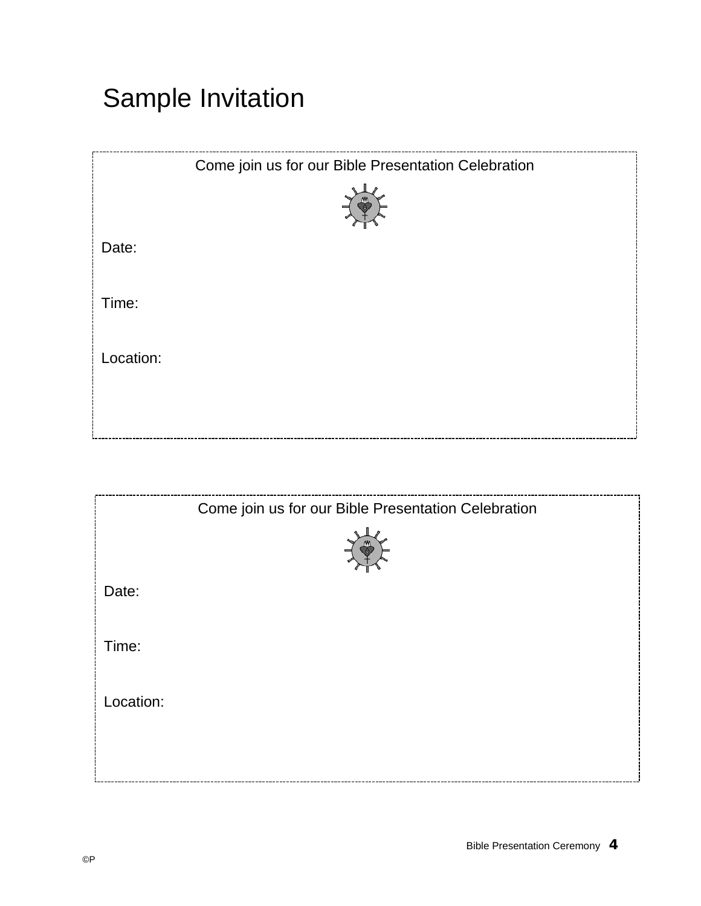# Sample Invitation

Come join us for our Bible Presentation Celebration

Date:

Time:

Location:

---

Come join us for our Bible Presentation Celebration

Date:

Time:

Location:

©P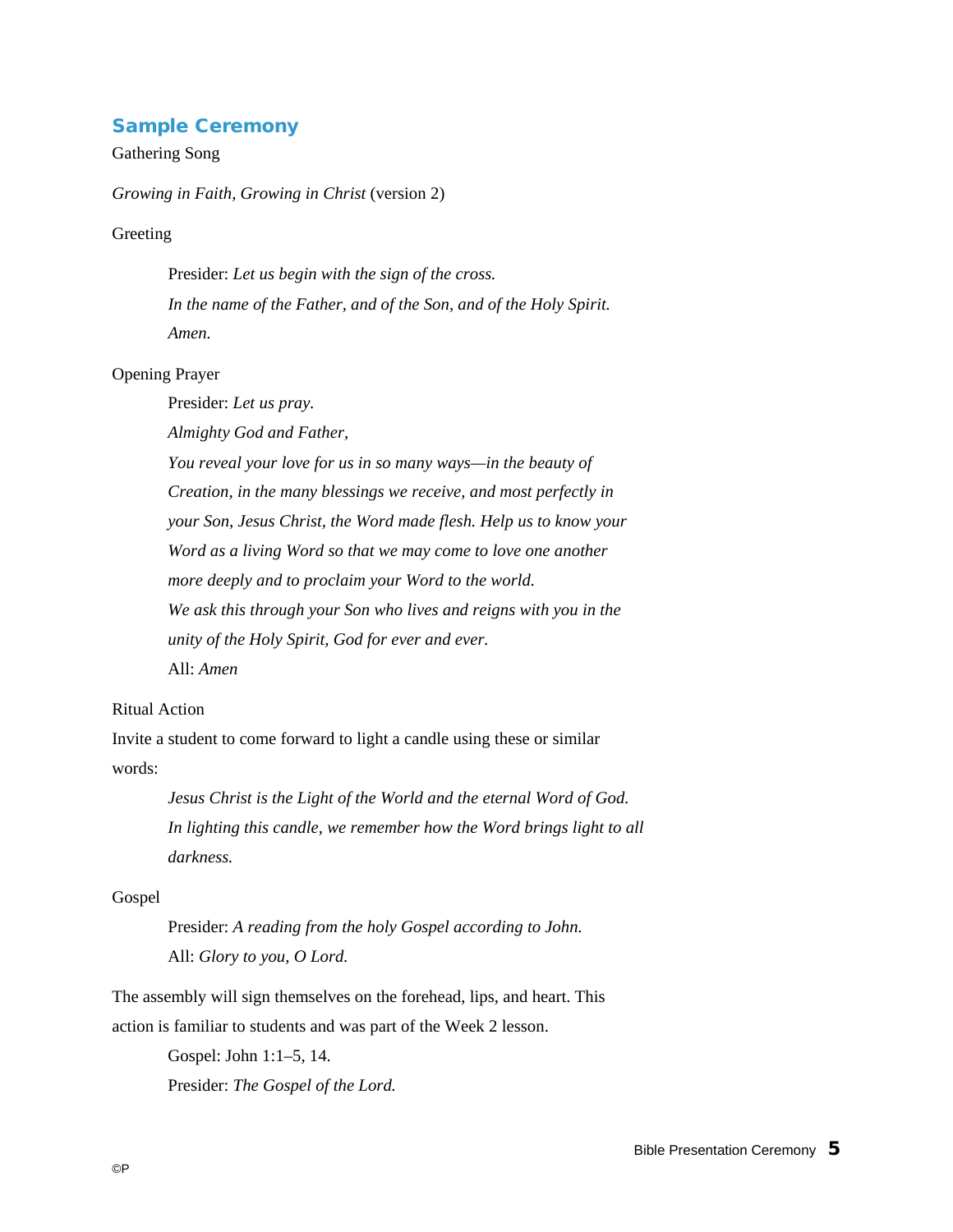## Sample Ceremony

Gathering Song

*Growing in Faith, Growing in Christ* (version 2)

Greeting

> Presider: *Let us begin with the sign of the cross.*
>
> *In the name of the Father, and of the Son, and of the Holy Spirit.*
>
> *Amen.*

Opening Prayer

> Presider: *Let us pray.*
>
> *Almighty God and Father,*
>
> *You reveal your love for us in so many ways—in the beauty of Creation, in the many blessings we receive, and most perfectly in your Son, Jesus Christ, the Word made flesh. Help us to know your Word as a living Word so that we may come to love one another more deeply and to proclaim your Word to the world.*
>
> *We ask this through your Son who lives and reigns with you in the unity of the Holy Spirit, God for ever and ever.*
>
> All: *Amen*

Ritual Action

Invite a student to come forward to light a candle using these or similar words:

> *Jesus Christ is the Light of the World and the eternal Word of God. In lighting this candle, we remember how the Word brings light to all darkness.*

Gospel

> Presider: *A reading from the holy Gospel according to John.*
>
> All: *Glory to you, O Lord.*

The assembly will sign themselves on the forehead, lips, and heart. This action is familiar to students and was part of the Week 2 lesson.

> Gospel: John 1:1–5, 14.
>
> Presider: *The Gospel of the Lord.*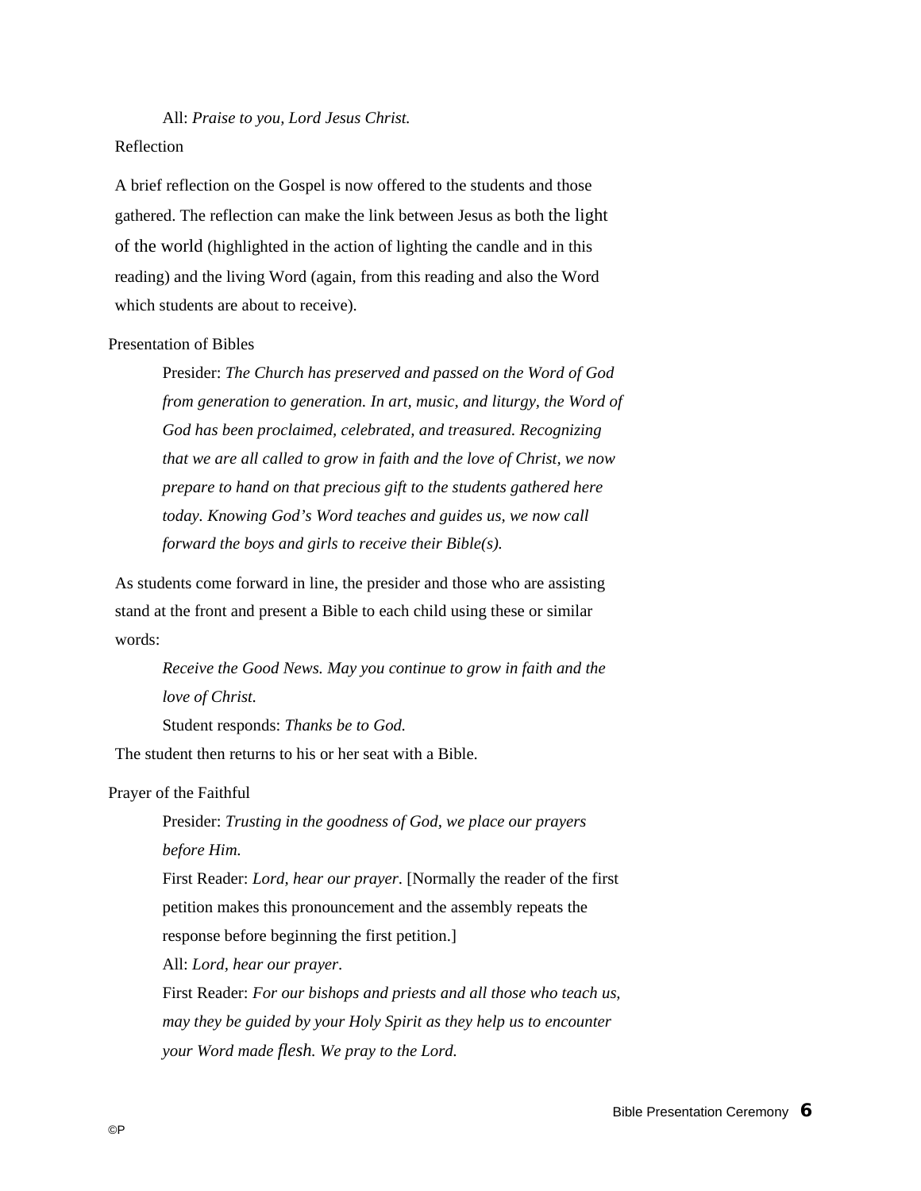All: *Praise to you, Lord Jesus Christ.*

Reflection

A brief reflection on the Gospel is now offered to the students and those gathered. The reflection can make the link between Jesus as both the light of the world (highlighted in the action of lighting the candle and in this reading) and the living Word (again, from this reading and also the Word which students are about to receive).

Presentation of Bibles

Presider: *The Church has preserved and passed on the Word of God from generation to generation. In art, music, and liturgy, the Word of God has been proclaimed, celebrated, and treasured. Recognizing that we are all called to grow in faith and the love of Christ, we now prepare to hand on that precious gift to the students gathered here today. Knowing God's Word teaches and guides us, we now call forward the boys and girls to receive their Bible(s).*

As students come forward in line, the presider and those who are assisting stand at the front and present a Bible to each child using these or similar words:

*Receive the Good News. May you continue to grow in faith and the love of Christ.*

Student responds: *Thanks be to God.*

The student then returns to his or her seat with a Bible.

Prayer of the Faithful

Presider: *Trusting in the goodness of God, we place our prayers before Him.*

First Reader: *Lord, hear our prayer*. [Normally the reader of the first petition makes this pronouncement and the assembly repeats the response before beginning the first petition.]

All: *Lord, hear our prayer*.

First Reader: *For our bishops and priests and all those who teach us, may they be guided by your Holy Spirit as they help us to encounter your Word made flesh. We pray to the Lord.*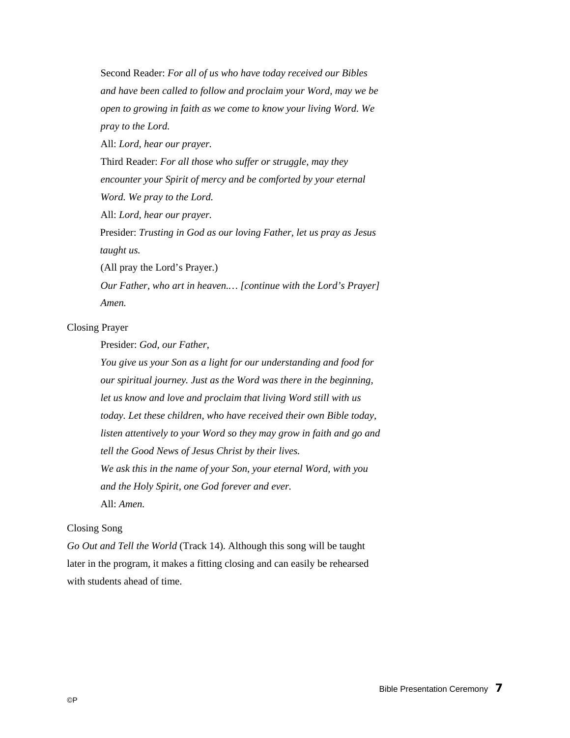Second Reader: *For all of us who have today received our Bibles and have been called to follow and proclaim your Word, may we be open to growing in faith as we come to know your living Word. We pray to the Lord.*

All: *Lord, hear our prayer.*

Third Reader: *For all those who suffer or struggle, may they encounter your Spirit of mercy and be comforted by your eternal Word. We pray to the Lord.*

All: *Lord, hear our prayer.*

Presider: *Trusting in God as our loving Father, let us pray as Jesus taught us.*

(All pray the Lord's Prayer.)

*Our Father, who art in heaven.… [continue with the Lord's Prayer] Amen.*

Closing Prayer

Presider: *God, our Father,*

*You give us your Son as a light for our understanding and food for our spiritual journey. Just as the Word was there in the beginning, let us know and love and proclaim that living Word still with us today. Let these children, who have received their own Bible today, listen attentively to your Word so they may grow in faith and go and tell the Good News of Jesus Christ by their lives.*

*We ask this in the name of your Son, your eternal Word, with you and the Holy Spirit, one God forever and ever.*

All: *Amen.*

Closing Song

*Go Out and Tell the World* (Track 14). Although this song will be taught later in the program, it makes a fitting closing and can easily be rehearsed with students ahead of time.

©P